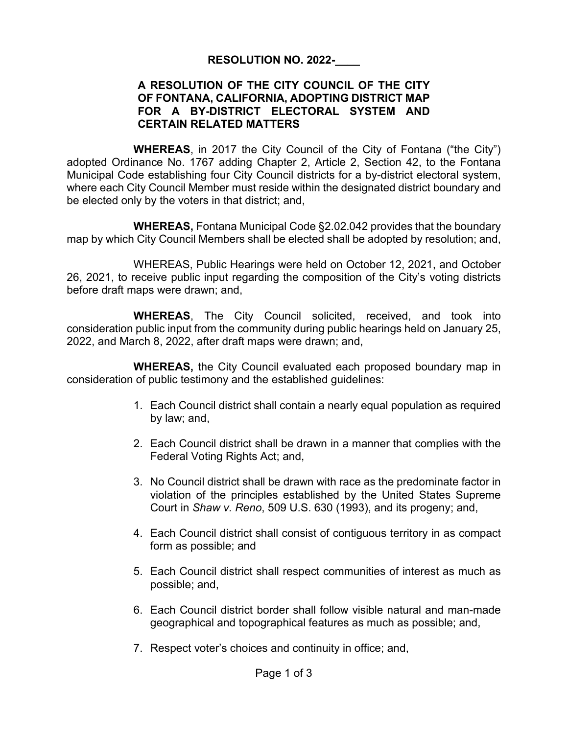**RESOLUTION NO. 2022-____**

**A RESOLUTION OF THE CITY COUNCIL OF THE CITY OF FONTANA, CALIFORNIA, ADOPTING DISTRICT MAP FOR A BY-DISTRICT ELECTORAL SYSTEM AND CERTAIN RELATED MATTERS**

**WHEREAS**, in 2017 the City Council of the City of Fontana ("the City") adopted Ordinance No. 1767 adding Chapter 2, Article 2, Section 42, to the Fontana Municipal Code establishing four City Council districts for a by-district electoral system, where each City Council Member must reside within the designated district boundary and be elected only by the voters in that district; and,

**WHEREAS,** Fontana Municipal Code §2.02.042 provides that the boundary map by which City Council Members shall be elected shall be adopted by resolution; and,

WHEREAS, Public Hearings were held on October 12, 2021, and October 26, 2021, to receive public input regarding the composition of the City's voting districts before draft maps were drawn; and,

**WHEREAS**, The City Council solicited, received, and took into consideration public input from the community during public hearings held on January 25, 2022, and March 8, 2022, after draft maps were drawn; and,

**WHEREAS,** the City Council evaluated each proposed boundary map in consideration of public testimony and the established guidelines:

1. Each Council district shall contain a nearly equal population as required by law; and,
2. Each Council district shall be drawn in a manner that complies with the Federal Voting Rights Act; and,
3. No Council district shall be drawn with race as the predominate factor in violation of the principles established by the United States Supreme Court in *Shaw v. Reno*, 509 U.S. 630 (1993), and its progeny; and,
4. Each Council district shall consist of contiguous territory in as compact form as possible; and
5. Each Council district shall respect communities of interest as much as possible; and,
6. Each Council district border shall follow visible natural and man-made geographical and topographical features as much as possible; and,
7. Respect voter's choices and continuity in office; and,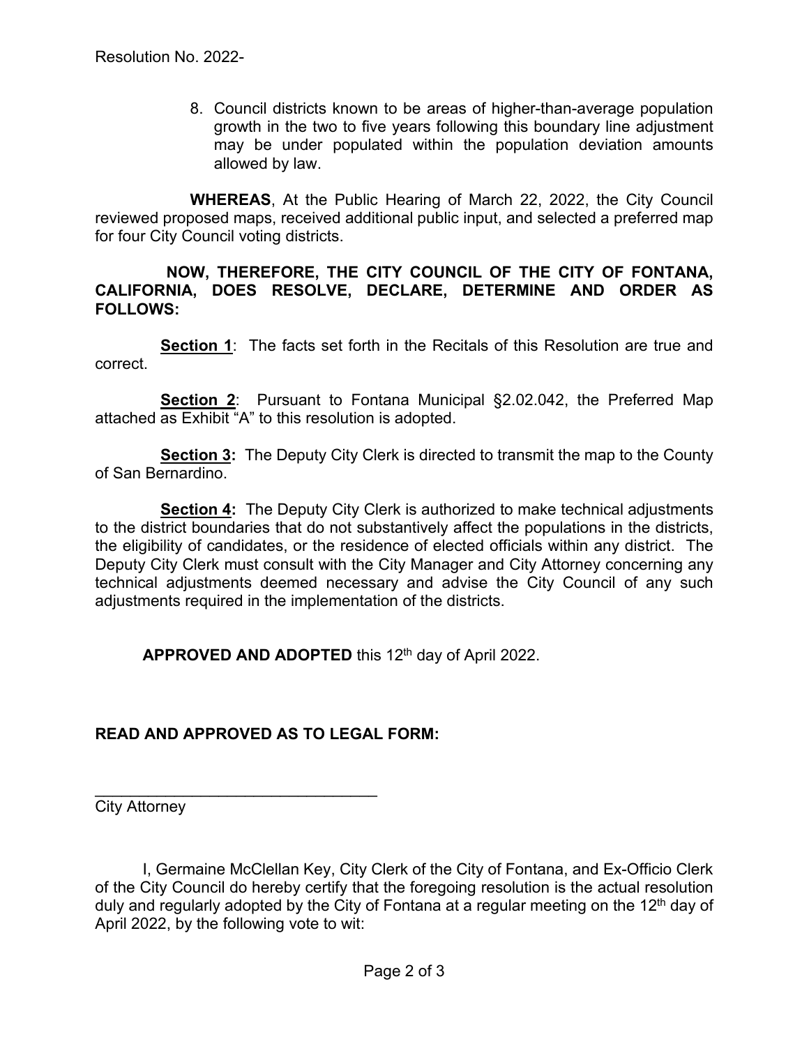8. Council districts known to be areas of higher-than-average population growth in the two to five years following this boundary line adjustment may be under populated within the population deviation amounts allowed by law.

**WHEREAS**, At the Public Hearing of March 22, 2022, the City Council reviewed proposed maps, received additional public input, and selected a preferred map for four City Council voting districts.

**NOW, THEREFORE, THE CITY COUNCIL OF THE CITY OF FONTANA, CALIFORNIA, DOES RESOLVE, DECLARE, DETERMINE AND ORDER AS FOLLOWS:**

**Section 1**: The facts set forth in the Recitals of this Resolution are true and correct.

**Section 2**: Pursuant to Fontana Municipal §2.02.042, the Preferred Map attached as Exhibit "A" to this resolution is adopted.

**Section 3:** The Deputy City Clerk is directed to transmit the map to the County of San Bernardino.

**Section 4:** The Deputy City Clerk is authorized to make technical adjustments to the district boundaries that do not substantively affect the populations in the districts, the eligibility of candidates, or the residence of elected officials within any district. The Deputy City Clerk must consult with the City Manager and City Attorney concerning any technical adjustments deemed necessary and advise the City Council of any such adjustments required in the implementation of the districts.

**APPROVED AND ADOPTED** this 12th day of April 2022.

**READ AND APPROVED AS TO LEGAL FORM:**

_________________________________
City Attorney

I, Germaine McClellan Key, City Clerk of the City of Fontana, and Ex-Officio Clerk of the City Council do hereby certify that the foregoing resolution is the actual resolution duly and regularly adopted by the City of Fontana at a regular meeting on the 12th day of April 2022, by the following vote to wit: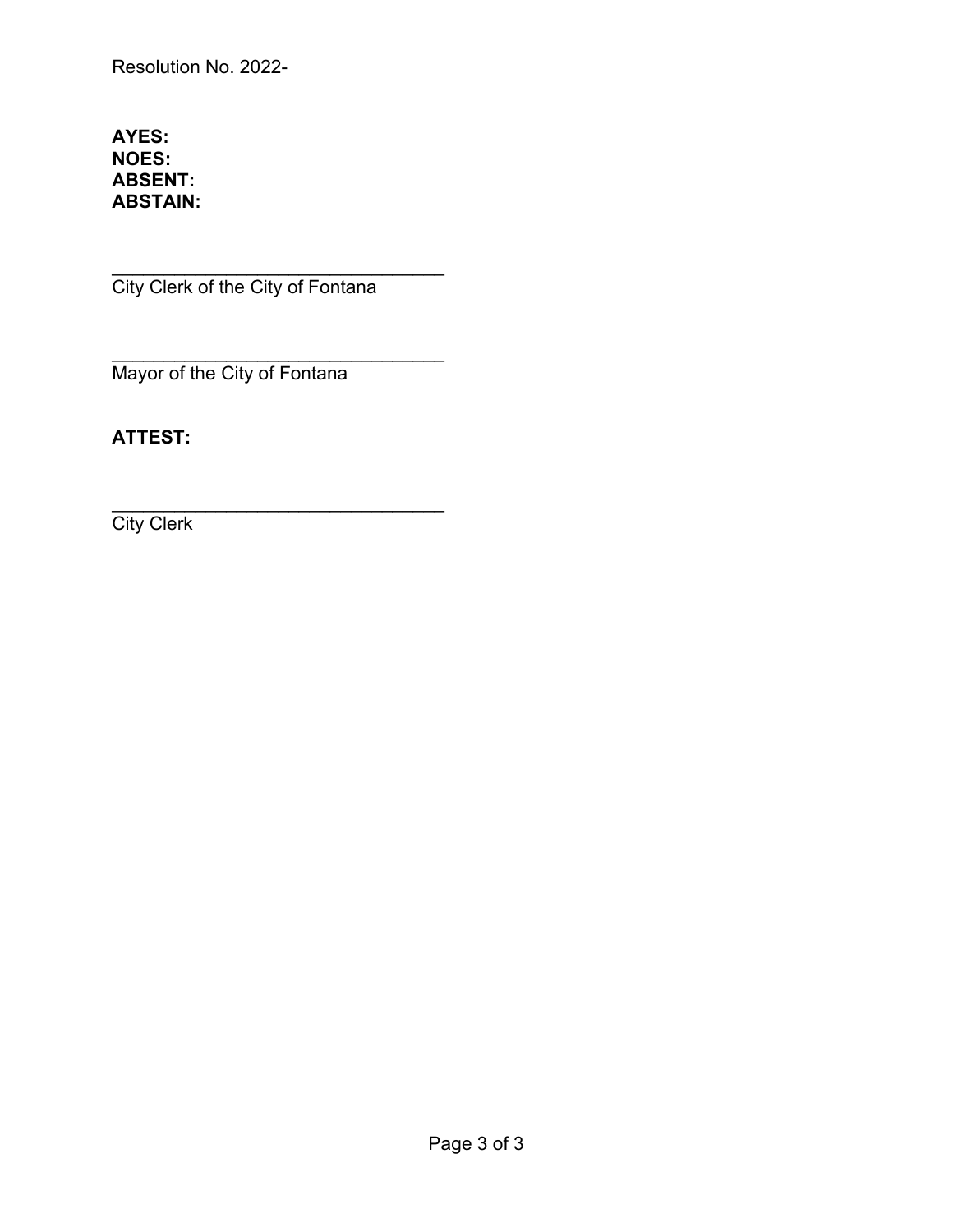Resolution No. 2022-

**AYES:**
**NOES:**
**ABSENT:**
**ABSTAIN:**

\_\_\_\_\_\_\_\_\_\_\_\_\_\_\_\_\_\_\_\_\_\_\_\_\_\_\_\_\_\_\_\_\_
City Clerk of the City of Fontana

\_\_\_\_\_\_\_\_\_\_\_\_\_\_\_\_\_\_\_\_\_\_\_\_\_\_\_\_\_\_\_\_\_
Mayor of the City of Fontana

**ATTEST:**

\_\_\_\_\_\_\_\_\_\_\_\_\_\_\_\_\_\_\_\_\_\_\_\_\_\_\_\_\_\_\_\_\_
City Clerk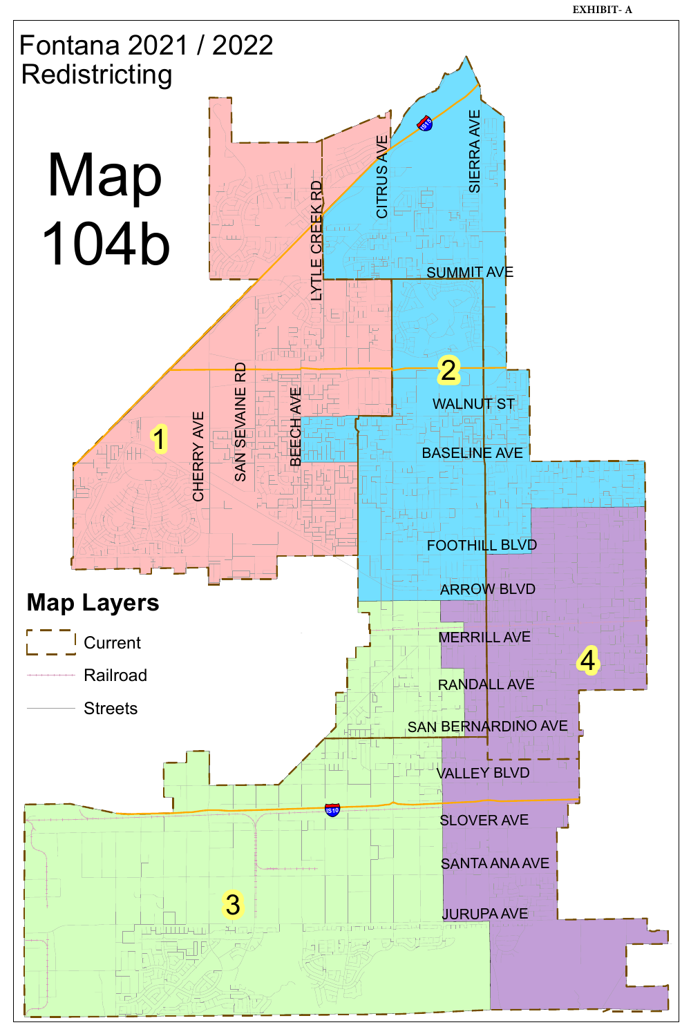EXHIBIT- A

# Fontana 2021 / 2022 Redistricting

# Map 104b

LYTLE CREEK RD
CITRUS AVE
SIERRA AVE
SUMMIT AVE
CHERRY AVE
SAN SEVAINE RD
BEECH AVE
WALNUT ST
BASELINE AVE
FOOTHILL BLVD
ARROW BLVD
MERRILL AVE
RANDALL AVE
SAN BERNARDINO AVE
VALLEY BLVD
SLOVER AVE
SANTA ANA AVE
JURUPA AVE

1
2
3
4

## Map Layers

Current
Railroad
Streets